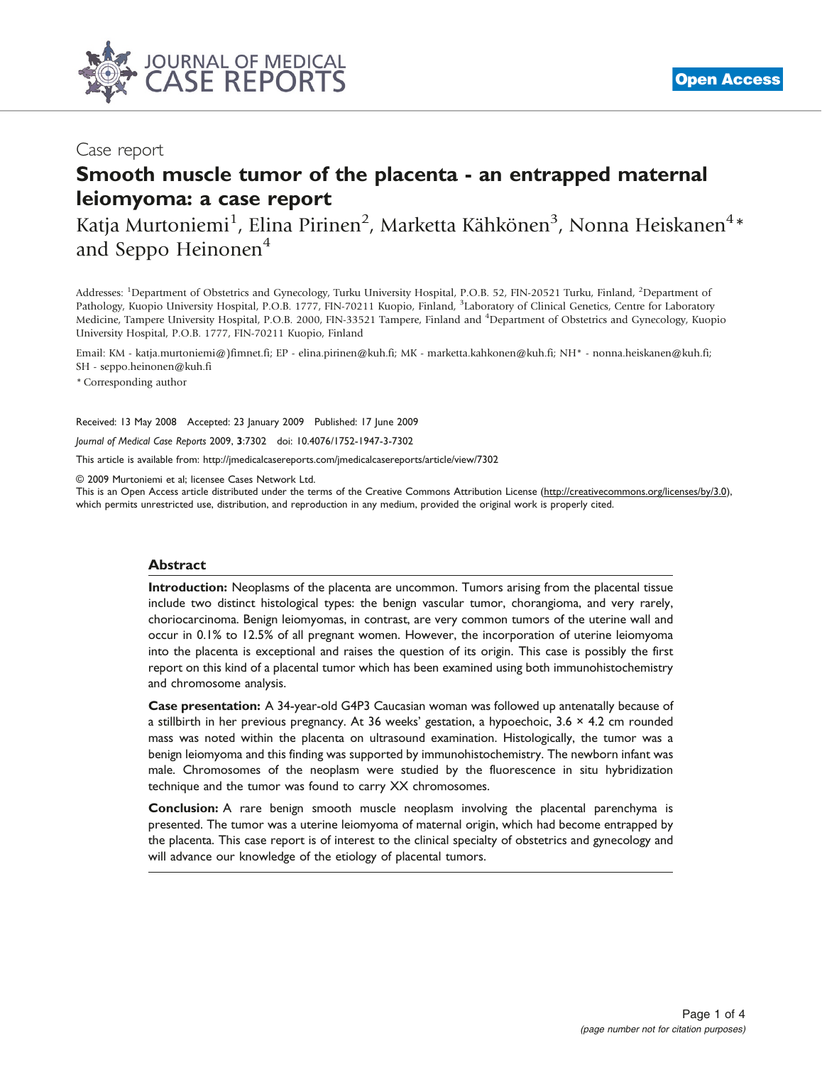Case report

# Smooth muscle tumor of the placenta - an entrapped maternal leiomyoma: a case report

Katja Murtoniemi[1], Elina Pirinen[2], Marketta Kähkönen[3], Nonna Heiskanen[4]* and Seppo Heinonen[4]

Addresses: [1]Department of Obstetrics and Gynecology, Turku University Hospital, P.O.B. 52, FIN-20521 Turku, Finland, [2]Department of Pathology, Kuopio University Hospital, P.O.B. 1777, FIN-70211 Kuopio, Finland, [3]Laboratory of Clinical Genetics, Centre for Laboratory Medicine, Tampere University Hospital, P.O.B. 2000, FIN-33521 Tampere, Finland and [4]Department of Obstetrics and Gynecology, Kuopio University Hospital, P.O.B. 1777, FIN-70211 Kuopio, Finland

Email: KM - katja.murtoniemi@)fimnet.fi; EP - elina.pirinen@kuh.fi; MK - marketta.kahkonen@kuh.fi; NH* - nonna.heiskanen@kuh.fi; SH - seppo.heinonen@kuh.fi

\* Corresponding author

Received: 13 May 2008 Accepted: 23 January 2009 Published: 17 June 2009

*Journal of Medical Case Reports* 2009, **3**:7302 doi: 10.4076/1752-1947-3-7302

This article is available from: http://jmedicalcasereports.com/jmedicalcasereports/article/view/7302

© 2009 Murtoniemi et al; licensee Cases Network Ltd.

This is an Open Access article distributed under the terms of the Creative Commons Attribution License (http://creativecommons.org/licenses/by/3.0), which permits unrestricted use, distribution, and reproduction in any medium, provided the original work is properly cited.

## Abstract

**Introduction:** Neoplasms of the placenta are uncommon. Tumors arising from the placental tissue include two distinct histological types: the benign vascular tumor, chorangioma, and very rarely, choriocarcinoma. Benign leiomyomas, in contrast, are very common tumors of the uterine wall and occur in 0.1% to 12.5% of all pregnant women. However, the incorporation of uterine leiomyoma into the placenta is exceptional and raises the question of its origin. This case is possibly the first report on this kind of a placental tumor which has been examined using both immunohistochemistry and chromosome analysis.

**Case presentation:** A 34-year-old G4P3 Caucasian woman was followed up antenatally because of a stillbirth in her previous pregnancy. At 36 weeks' gestation, a hypoechoic, 3.6 × 4.2 cm rounded mass was noted within the placenta on ultrasound examination. Histologically, the tumor was a benign leiomyoma and this finding was supported by immunohistochemistry. The newborn infant was male. Chromosomes of the neoplasm were studied by the fluorescence in situ hybridization technique and the tumor was found to carry XX chromosomes.

**Conclusion:** A rare benign smooth muscle neoplasm involving the placental parenchyma is presented. The tumor was a uterine leiomyoma of maternal origin, which had become entrapped by the placenta. This case report is of interest to the clinical specialty of obstetrics and gynecology and will advance our knowledge of the etiology of placental tumors.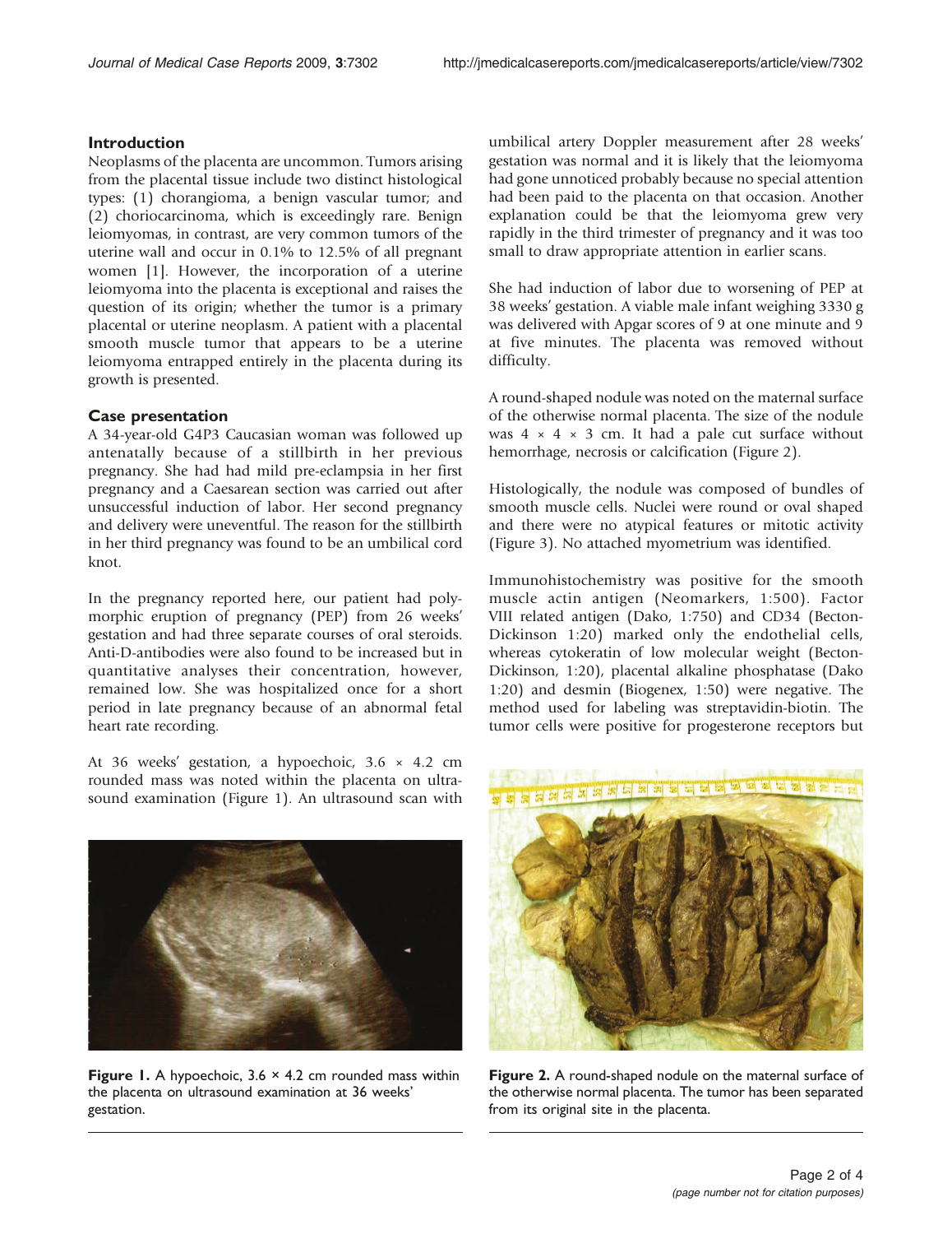## Introduction

Neoplasms of the placenta are uncommon. Tumors arising from the placental tissue include two distinct histological types: (1) chorangioma, a benign vascular tumor; and (2) choriocarcinoma, which is exceedingly rare. Benign leiomyomas, in contrast, are very common tumors of the uterine wall and occur in 0.1% to 12.5% of all pregnant women [1]. However, the incorporation of a uterine leiomyoma into the placenta is exceptional and raises the question of its origin; whether the tumor is a primary placental or uterine neoplasm. A patient with a placental smooth muscle tumor that appears to be a uterine leiomyoma entrapped entirely in the placenta during its growth is presented.

## Case presentation

A 34-year-old G4P3 Caucasian woman was followed up antenatally because of a stillbirth in her previous pregnancy. She had had mild pre-eclampsia in her first pregnancy and a Caesarean section was carried out after unsuccessful induction of labor. Her second pregnancy and delivery were uneventful. The reason for the stillbirth in her third pregnancy was found to be an umbilical cord knot.

In the pregnancy reported here, our patient had polymorphic eruption of pregnancy (PEP) from 26 weeks' gestation and had three separate courses of oral steroids. Anti-D-antibodies were also found to be increased but in quantitative analyses their concentration, however, remained low. She was hospitalized once for a short period in late pregnancy because of an abnormal fetal heart rate recording.

At 36 weeks' gestation, a hypoechoic, 3.6 × 4.2 cm rounded mass was noted within the placenta on ultrasound examination (Figure 1). An ultrasound scan with umbilical artery Doppler measurement after 28 weeks' gestation was normal and it is likely that the leiomyoma had gone unnoticed probably because no special attention had been paid to the placenta on that occasion. Another explanation could be that the leiomyoma grew very rapidly in the third trimester of pregnancy and it was too small to draw appropriate attention in earlier scans.

**Figure 1.** A hypoechoic, 3.6 × 4.2 cm rounded mass within the placenta on ultrasound examination at 36 weeks' gestation.

She had induction of labor due to worsening of PEP at 38 weeks' gestation. A viable male infant weighing 3330 g was delivered with Apgar scores of 9 at one minute and 9 at five minutes. The placenta was removed without difficulty.

A round-shaped nodule was noted on the maternal surface of the otherwise normal placenta. The size of the nodule was 4 × 4 × 3 cm. It had a pale cut surface without hemorrhage, necrosis or calcification (Figure 2).

Histologically, the nodule was composed of bundles of smooth muscle cells. Nuclei were round or oval shaped and there were no atypical features or mitotic activity (Figure 3). No attached myometrium was identified.

Immunohistochemistry was positive for the smooth muscle actin antigen (Neomarkers, 1:500). Factor VIII related antigen (Dako, 1:750) and CD34 (Becton-Dickinson 1:20) marked only the endothelial cells, whereas cytokeratin of low molecular weight (Becton-Dickinson, 1:20), placental alkaline phosphatase (Dako 1:20) and desmin (Biogenex, 1:50) were negative. The method used for labeling was streptavidin-biotin. The tumor cells were positive for progesterone receptors but

**Figure 2.** A round-shaped nodule on the maternal surface of the otherwise normal placenta. The tumor has been separated from its original site in the placenta.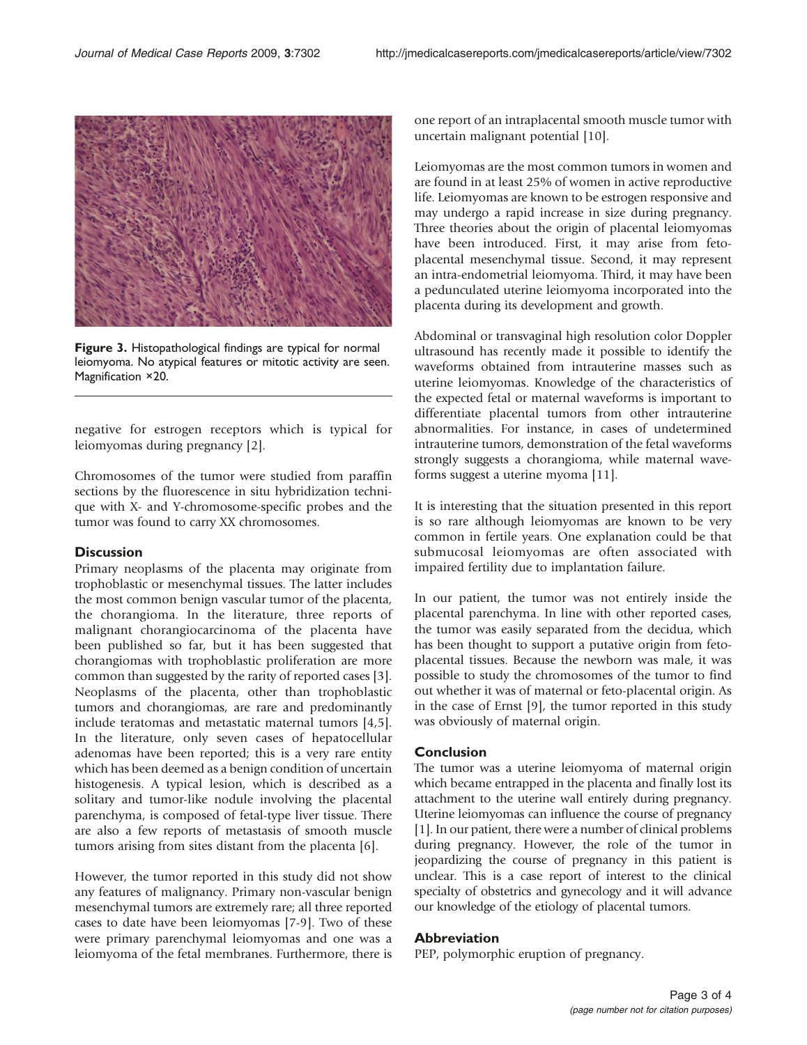Figure 3. Histopathological findings are typical for normal leiomyoma. No atypical features or mitotic activity are seen. Magnification ×20.

negative for estrogen receptors which is typical for leiomyomas during pregnancy [2].

Chromosomes of the tumor were studied from paraffin sections by the fluorescence in situ hybridization technique with X- and Y-chromosome-specific probes and the tumor was found to carry XX chromosomes.

## Discussion

Primary neoplasms of the placenta may originate from trophoblastic or mesenchymal tissues. The latter includes the most common benign vascular tumor of the placenta, the chorangioma. In the literature, three reports of malignant chorangiocarcinoma of the placenta have been published so far, but it has been suggested that chorangiomas with trophoblastic proliferation are more common than suggested by the rarity of reported cases [3]. Neoplasms of the placenta, other than trophoblastic tumors and chorangiomas, are rare and predominantly include teratomas and metastatic maternal tumors [4,5]. In the literature, only seven cases of hepatocellular adenomas have been reported; this is a very rare entity which has been deemed as a benign condition of uncertain histogenesis. A typical lesion, which is described as a solitary and tumor-like nodule involving the placental parenchyma, is composed of fetal-type liver tissue. There are also a few reports of metastasis of smooth muscle tumors arising from sites distant from the placenta [6].

However, the tumor reported in this study did not show any features of malignancy. Primary non-vascular benign mesenchymal tumors are extremely rare; all three reported cases to date have been leiomyomas [7-9]. Two of these were primary parenchymal leiomyomas and one was a leiomyoma of the fetal membranes. Furthermore, there is one report of an intraplacental smooth muscle tumor with uncertain malignant potential [10].

Leiomyomas are the most common tumors in women and are found in at least 25% of women in active reproductive life. Leiomyomas are known to be estrogen responsive and may undergo a rapid increase in size during pregnancy. Three theories about the origin of placental leiomyomas have been introduced. First, it may arise from feto-placental mesenchymal tissue. Second, it may represent an intra-endometrial leiomyoma. Third, it may have been a pedunculated uterine leiomyoma incorporated into the placenta during its development and growth.

Abdominal or transvaginal high resolution color Doppler ultrasound has recently made it possible to identify the waveforms obtained from intrauterine masses such as uterine leiomyomas. Knowledge of the characteristics of the expected fetal or maternal waveforms is important to differentiate placental tumors from other intrauterine abnormalities. For instance, in cases of undetermined intrauterine tumors, demonstration of the fetal waveforms strongly suggests a chorangioma, while maternal waveforms suggest a uterine myoma [11].

It is interesting that the situation presented in this report is so rare although leiomyomas are known to be very common in fertile years. One explanation could be that submucosal leiomyomas are often associated with impaired fertility due to implantation failure.

In our patient, the tumor was not entirely inside the placental parenchyma. In line with other reported cases, the tumor was easily separated from the decidua, which has been thought to support a putative origin from feto-placental tissues. Because the newborn was male, it was possible to study the chromosomes of the tumor to find out whether it was of maternal or feto-placental origin. As in the case of Ernst [9], the tumor reported in this study was obviously of maternal origin.

## Conclusion

The tumor was a uterine leiomyoma of maternal origin which became entrapped in the placenta and finally lost its attachment to the uterine wall entirely during pregnancy. Uterine leiomyomas can influence the course of pregnancy [1]. In our patient, there were a number of clinical problems during pregnancy. However, the role of the tumor in jeopardizing the course of pregnancy in this patient is unclear. This is a case report of interest to the clinical specialty of obstetrics and gynecology and it will advance our knowledge of the etiology of placental tumors.

## Abbreviation

PEP, polymorphic eruption of pregnancy.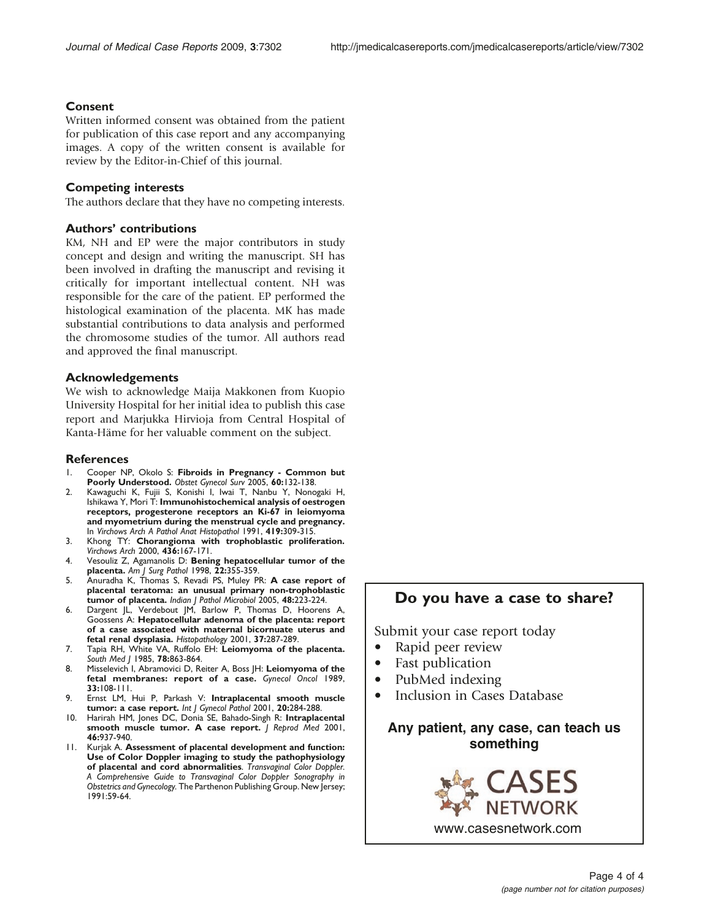## Consent

Written informed consent was obtained from the patient for publication of this case report and any accompanying images. A copy of the written consent is available for review by the Editor-in-Chief of this journal.

## Competing interests

The authors declare that they have no competing interests.

## Authors' contributions

KM, NH and EP were the major contributors in study concept and design and writing the manuscript. SH has been involved in drafting the manuscript and revising it critically for important intellectual content. NH was responsible for the care of the patient. EP performed the histological examination of the placenta. MK has made substantial contributions to data analysis and performed the chromosome studies of the tumor. All authors read and approved the final manuscript.

## Acknowledgements

We wish to acknowledge Maija Makkonen from Kuopio University Hospital for her initial idea to publish this case report and Marjukka Hirvioja from Central Hospital of Kanta-Häme for her valuable comment on the subject.

## References

1. Cooper NP, Okolo S: **Fibroids in Pregnancy - Common but Poorly Understood.** *Obstet Gynecol Surv* 2005, **60:**132-138.
2. Kawaguchi K, Fujii S, Konishi I, Iwai T, Nanbu Y, Nonogaki H, Ishikawa Y, Mori T: **Immunohistochemical analysis of oestrogen receptors, progesterone receptors an Ki-67 in leiomyoma and myometrium during the menstrual cycle and pregnancy.** In *Virchows Arch A Pathol Anat Histopathol* 1991, **419:**309-315.
3. Khong TY: **Chorangioma with trophoblastic proliferation.** *Virchows Arch* 2000, **436:**167-171.
4. Vesouliz Z, Agamanolis D: **Bening hepatocellular tumor of the placenta.** *Am J Surg Pathol* 1998, **22:**355-359.
5. Anuradha K, Thomas S, Revadi PS, Muley PR: **A case report of placental teratoma: an unusual primary non-trophoblastic tumor of placenta.** *Indian J Pathol Microbiol* 2005, **48:**223-224.
6. Dargent JL, Verdebout JM, Barlow P, Thomas D, Hoorens A, Goossens A: **Hepatocellular adenoma of the placenta: report of a case associated with maternal bicornuate uterus and fetal renal dysplasia.** *Histopathology* 2001, **37:**287-289.
7. Tapia RH, White VA, Ruffolo EH: **Leiomyoma of the placenta.** *South Med J* 1985, **78:**863-864.
8. Misselevich I, Abramovici D, Reiter A, Boss JH: **Leiomyoma of the fetal membranes: report of a case.** *Gynecol Oncol* 1989, **33:**108-111.
9. Ernst LM, Hui P, Parkash V: **Intraplacental smooth muscle tumor: a case report.** *Int J Gynecol Pathol* 2001, **20:**284-288.
10. Harirah HM, Jones DC, Donia SE, Bahado-Singh R: **Intraplacental smooth muscle tumor. A case report.** *J Reprod Med* 2001, **46:**937-940.
11. Kurjak A. **Assessment of placental development and function: Use of Color Doppler imaging to study the pathophysiology of placental and cord abnormalities**. *Transvaginal Color Doppler. A Comprehensive Guide to Transvaginal Color Doppler Sonography in Obstetrics and Gynecology.* The Parthenon Publishing Group. New Jersey; 1991:59-64.